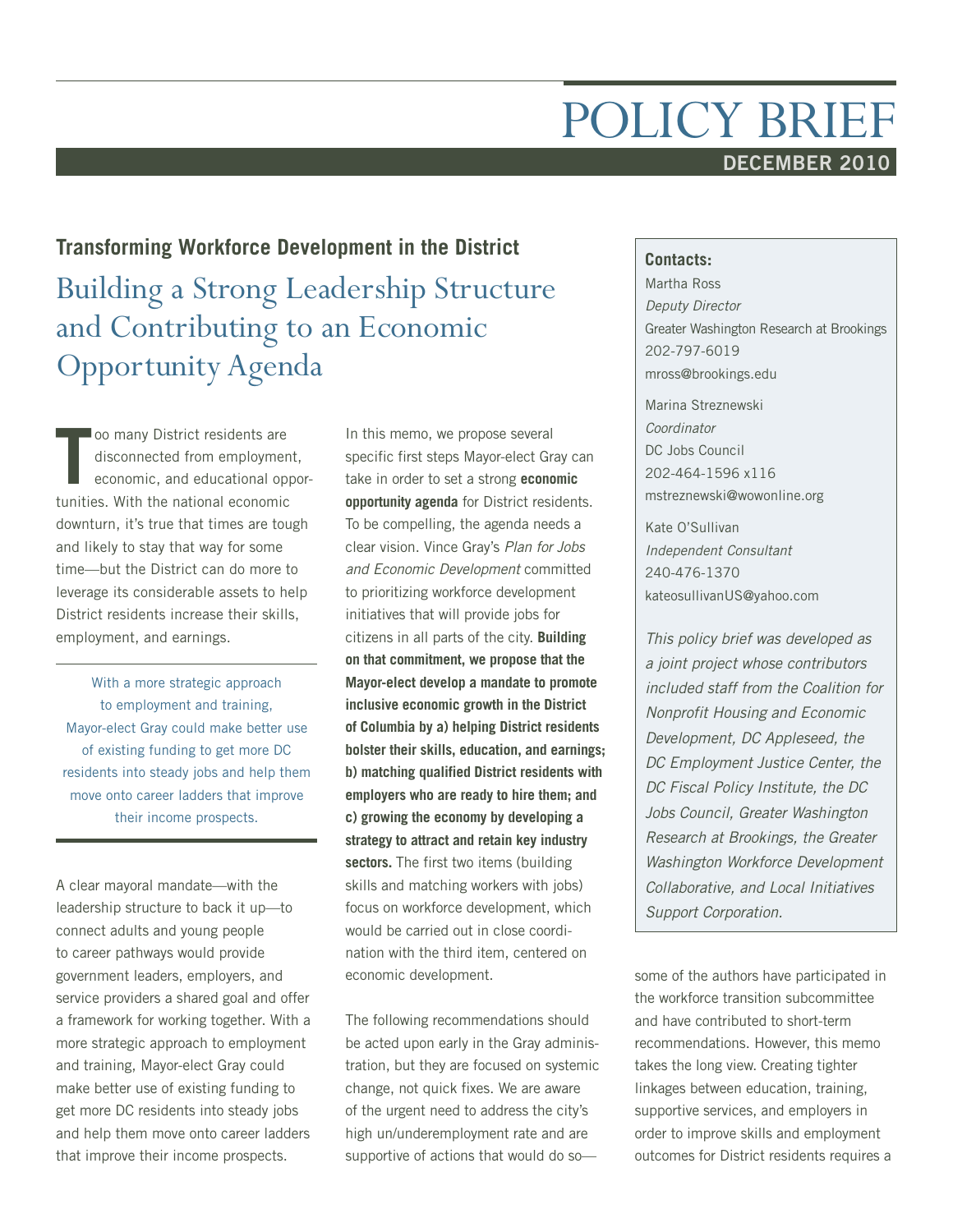# POLICY BRIEF

**DECEMBER 2010**

## Transforming Workforce Development in the District

# Building a Strong Leadership Structure and Contributing to an Economic Opportunity Agenda

Too many District residents are disconnected from employment, economic, and educational opportunities. With the national economic downturn, it's true that times are tough and likely to stay that way for some time—but the District can do more to leverage its considerable assets to help District residents increase their skills, employment, and earnings.

> With a more strategic approach to employment and training, Mayor-elect Gray could make better use of existing funding to get more DC residents into steady jobs and help them move onto career ladders that improve their income prospects.

A clear mayoral mandate—with the leadership structure to back it up—to connect adults and young people to career pathways would provide government leaders, employers, and service providers a shared goal and offer a framework for working together. With a more strategic approach to employment and training, Mayor-elect Gray could make better use of existing funding to get more DC residents into steady jobs and help them move onto career ladders that improve their income prospects.

In this memo, we propose several specific first steps Mayor-elect Gray can take in order to set a strong **economic opportunity agenda** for District residents. To be compelling, the agenda needs a clear vision. Vince Gray's *Plan for Jobs and Economic Development* committed to prioritizing workforce development initiatives that will provide jobs for citizens in all parts of the city. **Building on that commitment, we propose that the Mayor-elect develop a mandate to promote inclusive economic growth in the District of Columbia by a) helping District residents bolster their skills, education, and earnings; b) matching qualified District residents with employers who are ready to hire them; and c) growing the economy by developing a strategy to attract and retain key industry sectors.** The first two items (building skills and matching workers with jobs) focus on workforce development, which would be carried out in close coordination with the third item, centered on economic development.

The following recommendations should be acted upon early in the Gray administration, but they are focused on systemic change, not quick fixes. We are aware of the urgent need to address the city's high un/underemployment rate and are supportive of actions that would do so—some of the authors have participated in the workforce transition subcommittee and have contributed to short-term recommendations. However, this memo takes the long view. Creating tighter linkages between education, training, supportive services, and employers in order to improve skills and employment outcomes for District residents requires a

**Contacts:**

Martha Ross
*Deputy Director*
Greater Washington Research at Brookings
202-797-6019
mross@brookings.edu

Marina Streznewski
*Coordinator*
DC Jobs Council
202-464-1596 x116
mstreznewski@wowonline.org

Kate O'Sullivan
*Independent Consultant*
240-476-1370
kateosullivanUS@yahoo.com

*This policy brief was developed as a joint project whose contributors included staff from the Coalition for Nonprofit Housing and Economic Development, DC Appleseed, the DC Employment Justice Center, the DC Fiscal Policy Institute, the DC Jobs Council, Greater Washington Research at Brookings, the Greater Washington Workforce Development Collaborative, and Local Initiatives Support Corporation.*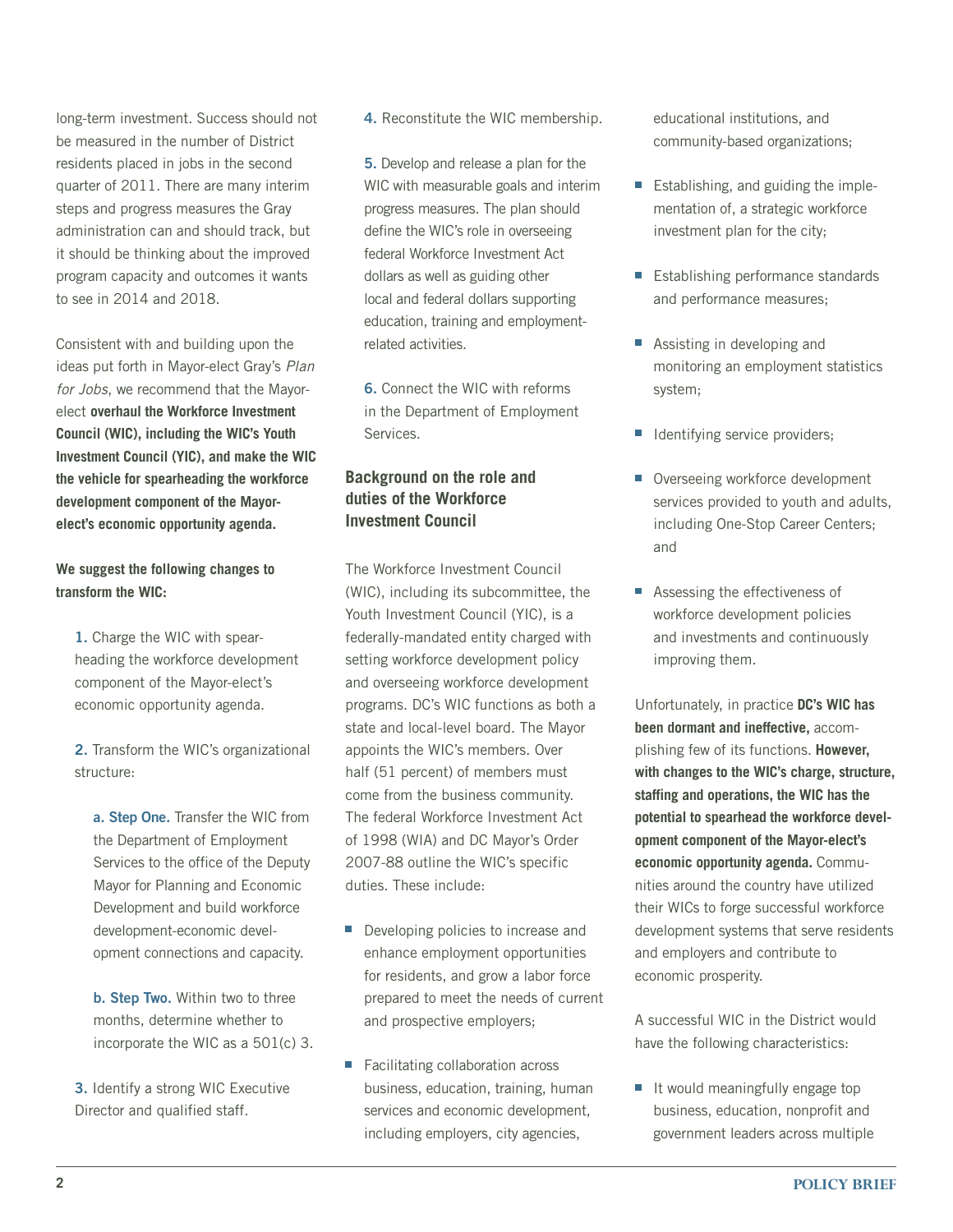long-term investment. Success should not be measured in the number of District residents placed in jobs in the second quarter of 2011. There are many interim steps and progress measures the Gray administration can and should track, but it should be thinking about the improved program capacity and outcomes it wants to see in 2014 and 2018.

Consistent with and building upon the ideas put forth in Mayor-elect Gray's *Plan for Jobs*, we recommend that the Mayor-elect **overhaul the Workforce Investment Council (WIC), including the WIC's Youth Investment Council (YIC), and make the WIC the vehicle for spearheading the workforce development component of the Mayor-elect's economic opportunity agenda.**

**We suggest the following changes to transform the WIC:**

1. Charge the WIC with spearheading the workforce development component of the Mayor-elect's economic opportunity agenda.

2. Transform the WIC's organizational structure:

   a. **Step One.** Transfer the WIC from the Department of Employment Services to the office of the Deputy Mayor for Planning and Economic Development and build workforce development-economic development connections and capacity.

   b. **Step Two.** Within two to three months, determine whether to incorporate the WIC as a 501(c) 3.

3. Identify a strong WIC Executive Director and qualified staff.

4. Reconstitute the WIC membership.

5. Develop and release a plan for the WIC with measurable goals and interim progress measures. The plan should define the WIC's role in overseeing federal Workforce Investment Act dollars as well as guiding other local and federal dollars supporting education, training and employment-related activities.

6. Connect the WIC with reforms in the Department of Employment Services.

## Background on the role and duties of the Workforce Investment Council

The Workforce Investment Council (WIC), including its subcommittee, the Youth Investment Council (YIC), is a federally-mandated entity charged with setting workforce development policy and overseeing workforce development programs. DC's WIC functions as both a state and local-level board. The Mayor appoints the WIC's members. Over half (51 percent) of members must come from the business community. The federal Workforce Investment Act of 1998 (WIA) and DC Mayor's Order 2007-88 outline the WIC's specific duties. These include:

- Developing policies to increase and enhance employment opportunities for residents, and grow a labor force prepared to meet the needs of current and prospective employers;
- Facilitating collaboration across business, education, training, human services and economic development, including employers, city agencies, educational institutions, and community-based organizations;
- Establishing, and guiding the implementation of, a strategic workforce investment plan for the city;
- Establishing performance standards and performance measures;
- Assisting in developing and monitoring an employment statistics system;
- Identifying service providers;
- Overseeing workforce development services provided to youth and adults, including One-Stop Career Centers; and
- Assessing the effectiveness of workforce development policies and investments and continuously improving them.

Unfortunately, in practice **DC's WIC has been dormant and ineffective,** accomplishing few of its functions. **However, with changes to the WIC's charge, structure, staffing and operations, the WIC has the potential to spearhead the workforce development component of the Mayor-elect's economic opportunity agenda.** Communities around the country have utilized their WICs to forge successful workforce development systems that serve residents and employers and contribute to economic prosperity.

A successful WIC in the District would have the following characteristics:

- It would meaningfully engage top business, education, nonprofit and government leaders across multiple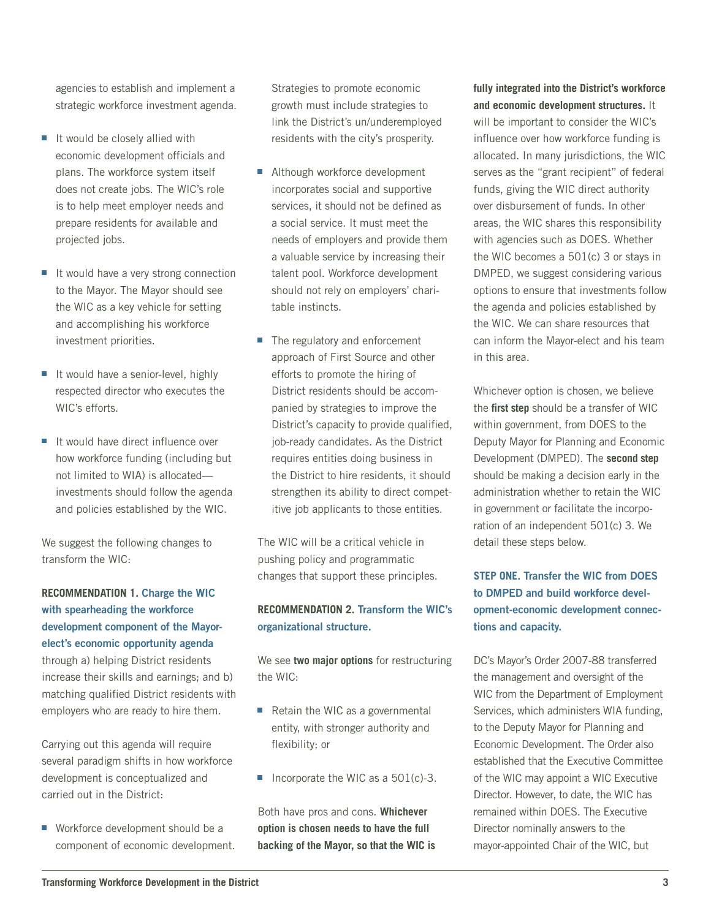agencies to establish and implement a strategic workforce investment agenda.

- It would be closely allied with economic development officials and plans. The workforce system itself does not create jobs. The WIC's role is to help meet employer needs and prepare residents for available and projected jobs.
- It would have a very strong connection to the Mayor. The Mayor should see the WIC as a key vehicle for setting and accomplishing his workforce investment priorities.
- It would have a senior-level, highly respected director who executes the WIC's efforts.
- It would have direct influence over how workforce funding (including but not limited to WIA) is allocated—investments should follow the agenda and policies established by the WIC.

We suggest the following changes to transform the WIC:

**RECOMMENDATION 1. Charge the WIC with spearheading the workforce development component of the Mayor-elect's economic opportunity agenda** through a) helping District residents increase their skills and earnings; and b) matching qualified District residents with employers who are ready to hire them.

Carrying out this agenda will require several paradigm shifts in how workforce development is conceptualized and carried out in the District:

- Workforce development should be a component of economic development. Strategies to promote economic growth must include strategies to link the District's un/underemployed residents with the city's prosperity.
- Although workforce development incorporates social and supportive services, it should not be defined as a social service. It must meet the needs of employers and provide them a valuable service by increasing their talent pool. Workforce development should not rely on employers' charitable instincts.
- The regulatory and enforcement approach of First Source and other efforts to promote the hiring of District residents should be accompanied by strategies to improve the District's capacity to provide qualified, job-ready candidates. As the District requires entities doing business in the District to hire residents, it should strengthen its ability to direct competitive job applicants to those entities.

The WIC will be a critical vehicle in pushing policy and programmatic changes that support these principles.

**RECOMMENDATION 2. Transform the WIC's organizational structure.**

We see **two major options** for restructuring the WIC:

- Retain the WIC as a governmental entity, with stronger authority and flexibility; or
- Incorporate the WIC as a 501(c)-3.

Both have pros and cons. **Whichever option is chosen needs to have the full backing of the Mayor, so that the WIC is fully integrated into the District's workforce and economic development structures.** It will be important to consider the WIC's influence over how workforce funding is allocated. In many jurisdictions, the WIC serves as the "grant recipient" of federal funds, giving the WIC direct authority over disbursement of funds. In other areas, the WIC shares this responsibility with agencies such as DOES. Whether the WIC becomes a 501(c) 3 or stays in DMPED, we suggest considering various options to ensure that investments follow the agenda and policies established by the WIC. We can share resources that can inform the Mayor-elect and his team in this area.

Whichever option is chosen, we believe the **first step** should be a transfer of WIC within government, from DOES to the Deputy Mayor for Planning and Economic Development (DMPED). The **second step** should be making a decision early in the administration whether to retain the WIC in government or facilitate the incorporation of an independent 501(c) 3. We detail these steps below.

**STEP ONE. Transfer the WIC from DOES to DMPED and build workforce development-economic development connections and capacity.**

DC's Mayor's Order 2007-88 transferred the management and oversight of the WIC from the Department of Employment Services, which administers WIA funding, to the Deputy Mayor for Planning and Economic Development. The Order also established that the Executive Committee of the WIC may appoint a WIC Executive Director. However, to date, the WIC has remained within DOES. The Executive Director nominally answers to the mayor-appointed Chair of the WIC, but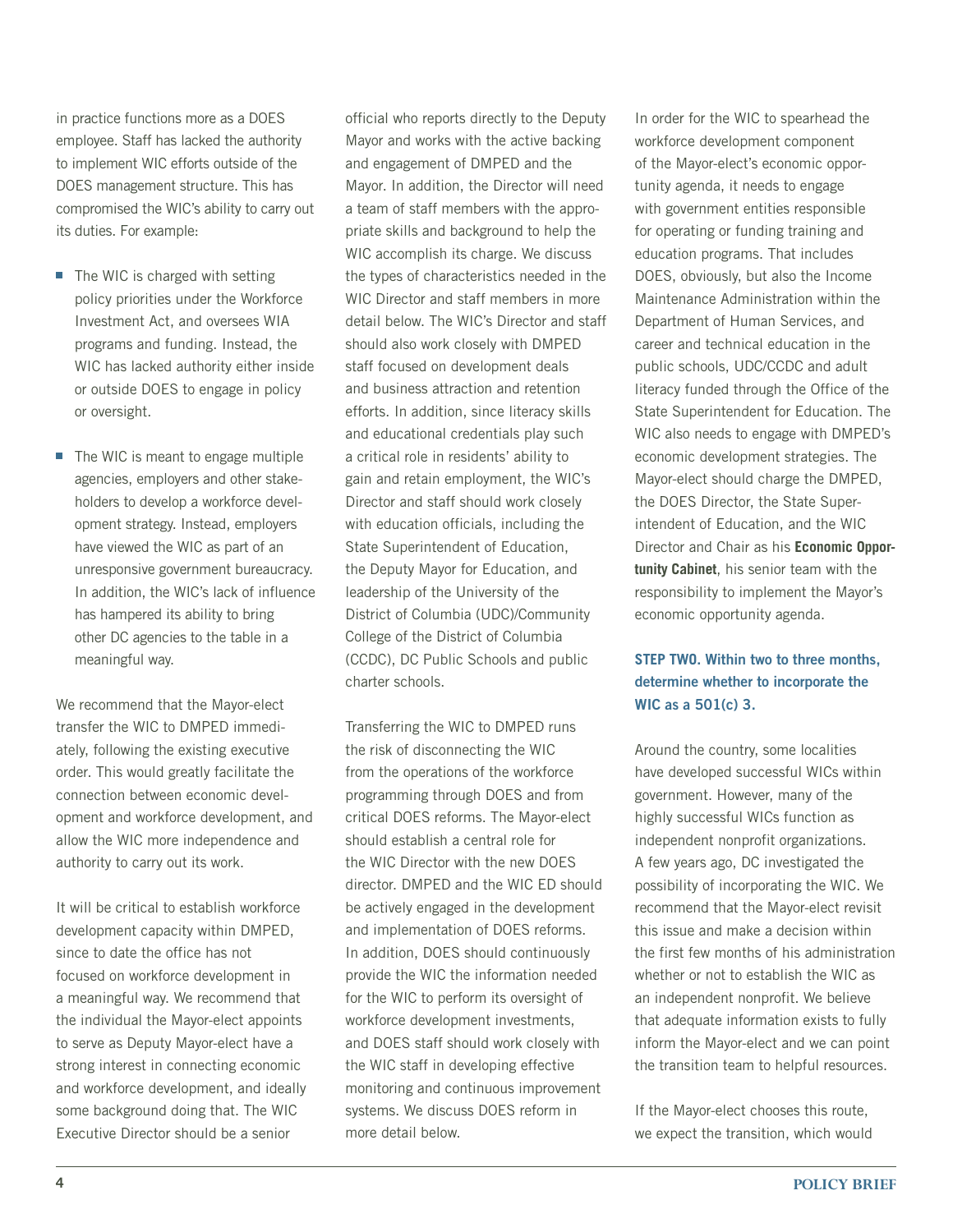in practice functions more as a DOES employee. Staff has lacked the authority to implement WIC efforts outside of the DOES management structure. This has compromised the WIC's ability to carry out its duties. For example:

- The WIC is charged with setting policy priorities under the Workforce Investment Act, and oversees WIA programs and funding. Instead, the WIC has lacked authority either inside or outside DOES to engage in policy or oversight.
- The WIC is meant to engage multiple agencies, employers and other stakeholders to develop a workforce development strategy. Instead, employers have viewed the WIC as part of an unresponsive government bureaucracy. In addition, the WIC's lack of influence has hampered its ability to bring other DC agencies to the table in a meaningful way.

We recommend that the Mayor-elect transfer the WIC to DMPED immediately, following the existing executive order. This would greatly facilitate the connection between economic development and workforce development, and allow the WIC more independence and authority to carry out its work.

It will be critical to establish workforce development capacity within DMPED, since to date the office has not focused on workforce development in a meaningful way. We recommend that the individual the Mayor-elect appoints to serve as Deputy Mayor-elect have a strong interest in connecting economic and workforce development, and ideally some background doing that. The WIC Executive Director should be a senior official who reports directly to the Deputy Mayor and works with the active backing and engagement of DMPED and the Mayor. In addition, the Director will need a team of staff members with the appropriate skills and background to help the WIC accomplish its charge. We discuss the types of characteristics needed in the WIC Director and staff members in more detail below. The WIC's Director and staff should also work closely with DMPED staff focused on development deals and business attraction and retention efforts. In addition, since literacy skills and educational credentials play such a critical role in residents' ability to gain and retain employment, the WIC's Director and staff should work closely with education officials, including the State Superintendent of Education, the Deputy Mayor for Education, and leadership of the University of the District of Columbia (UDC)/Community College of the District of Columbia (CCDC), DC Public Schools and public charter schools.

Transferring the WIC to DMPED runs the risk of disconnecting the WIC from the operations of the workforce programming through DOES and from critical DOES reforms. The Mayor-elect should establish a central role for the WIC Director with the new DOES director. DMPED and the WIC ED should be actively engaged in the development and implementation of DOES reforms. In addition, DOES should continuously provide the WIC the information needed for the WIC to perform its oversight of workforce development investments, and DOES staff should work closely with the WIC staff in developing effective monitoring and continuous improvement systems. We discuss DOES reform in more detail below.

In order for the WIC to spearhead the workforce development component of the Mayor-elect's economic opportunity agenda, it needs to engage with government entities responsible for operating or funding training and education programs. That includes DOES, obviously, but also the Income Maintenance Administration within the Department of Human Services, and career and technical education in the public schools, UDC/CCDC and adult literacy funded through the Office of the State Superintendent for Education. The WIC also needs to engage with DMPED's economic development strategies. The Mayor-elect should charge the DMPED, the DOES Director, the State Superintendent of Education, and the WIC Director and Chair as his **Economic Opportunity Cabinet**, his senior team with the responsibility to implement the Mayor's economic opportunity agenda.

### STEP TWO. Within two to three months, determine whether to incorporate the WIC as a 501(c) 3.

Around the country, some localities have developed successful WICs within government. However, many of the highly successful WICs function as independent nonprofit organizations. A few years ago, DC investigated the possibility of incorporating the WIC. We recommend that the Mayor-elect revisit this issue and make a decision within the first few months of his administration whether or not to establish the WIC as an independent nonprofit. We believe that adequate information exists to fully inform the Mayor-elect and we can point the transition team to helpful resources.

If the Mayor-elect chooses this route, we expect the transition, which would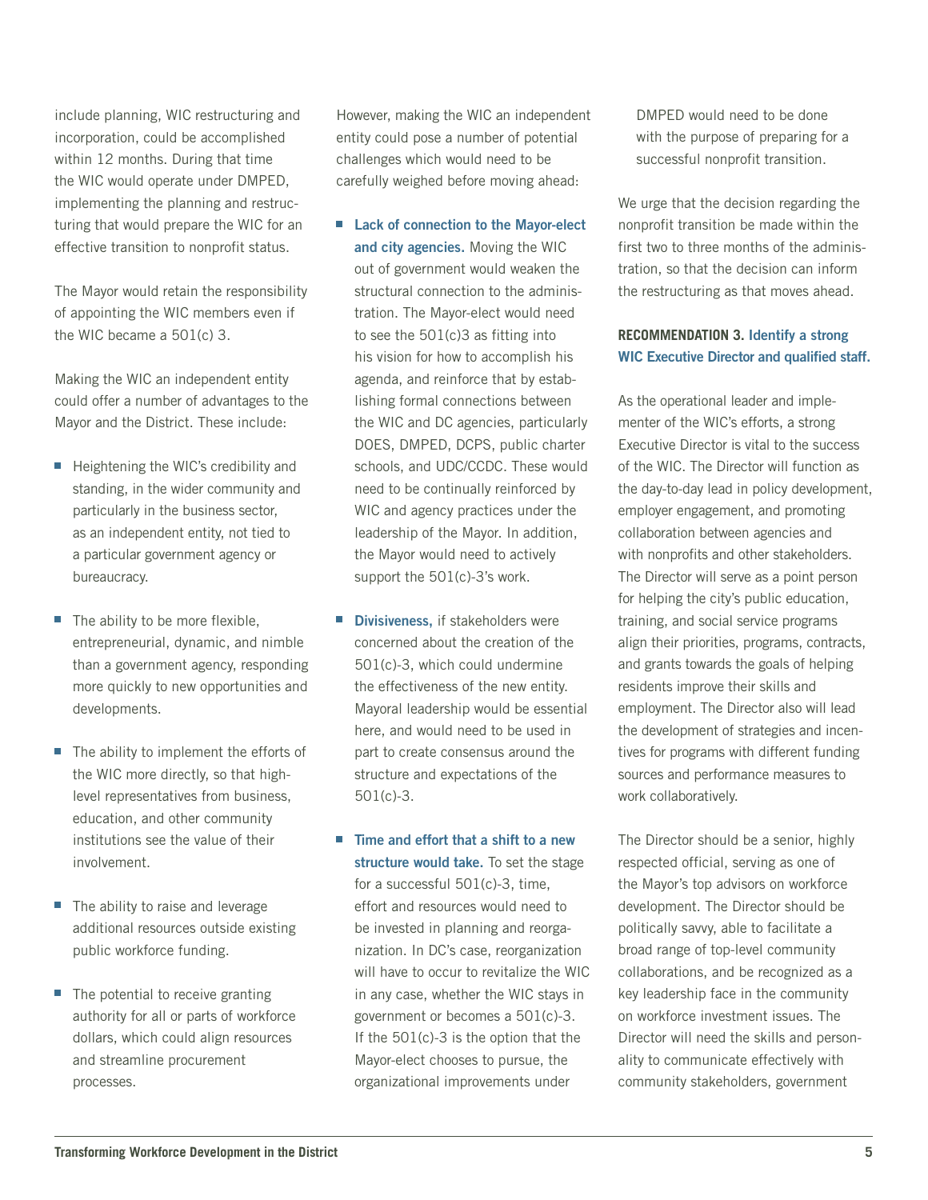include planning, WIC restructuring and incorporation, could be accomplished within 12 months. During that time the WIC would operate under DMPED, implementing the planning and restructuring that would prepare the WIC for an effective transition to nonprofit status.

The Mayor would retain the responsibility of appointing the WIC members even if the WIC became a 501(c) 3.

Making the WIC an independent entity could offer a number of advantages to the Mayor and the District. These include:

- Heightening the WIC's credibility and standing, in the wider community and particularly in the business sector, as an independent entity, not tied to a particular government agency or bureaucracy.
- The ability to be more flexible, entrepreneurial, dynamic, and nimble than a government agency, responding more quickly to new opportunities and developments.
- The ability to implement the efforts of the WIC more directly, so that high-level representatives from business, education, and other community institutions see the value of their involvement.
- The ability to raise and leverage additional resources outside existing public workforce funding.
- The potential to receive granting authority for all or parts of workforce dollars, which could align resources and streamline procurement processes.

However, making the WIC an independent entity could pose a number of potential challenges which would need to be carefully weighed before moving ahead:

- **Lack of connection to the Mayor-elect and city agencies.** Moving the WIC out of government would weaken the structural connection to the administration. The Mayor-elect would need to see the 501(c)3 as fitting into his vision for how to accomplish his agenda, and reinforce that by establishing formal connections between the WIC and DC agencies, particularly DOES, DMPED, DCPS, public charter schools, and UDC/CCDC. These would need to be continually reinforced by WIC and agency practices under the leadership of the Mayor. In addition, the Mayor would need to actively support the 501(c)-3's work.
- **Divisiveness,** if stakeholders were concerned about the creation of the 501(c)-3, which could undermine the effectiveness of the new entity. Mayoral leadership would be essential here, and would need to be used in part to create consensus around the structure and expectations of the 501(c)-3.
- **Time and effort that a shift to a new structure would take.** To set the stage for a successful 501(c)-3, time, effort and resources would need to be invested in planning and reorganization. In DC's case, reorganization will have to occur to revitalize the WIC in any case, whether the WIC stays in government or becomes a 501(c)-3. If the 501(c)-3 is the option that the Mayor-elect chooses to pursue, the organizational improvements under DMPED would need to be done with the purpose of preparing for a successful nonprofit transition.

We urge that the decision regarding the nonprofit transition be made within the first two to three months of the administration, so that the decision can inform the restructuring as that moves ahead.

**RECOMMENDATION 3. Identify a strong WIC Executive Director and qualified staff.**

As the operational leader and implementer of the WIC's efforts, a strong Executive Director is vital to the success of the WIC. The Director will function as the day-to-day lead in policy development, employer engagement, and promoting collaboration between agencies and with nonprofits and other stakeholders. The Director will serve as a point person for helping the city's public education, training, and social service programs align their priorities, programs, contracts, and grants towards the goals of helping residents improve their skills and employment. The Director also will lead the development of strategies and incentives for programs with different funding sources and performance measures to work collaboratively.

The Director should be a senior, highly respected official, serving as one of the Mayor's top advisors on workforce development. The Director should be politically savvy, able to facilitate a broad range of top-level community collaborations, and be recognized as a key leadership face in the community on workforce investment issues. The Director will need the skills and personality to communicate effectively with community stakeholders, government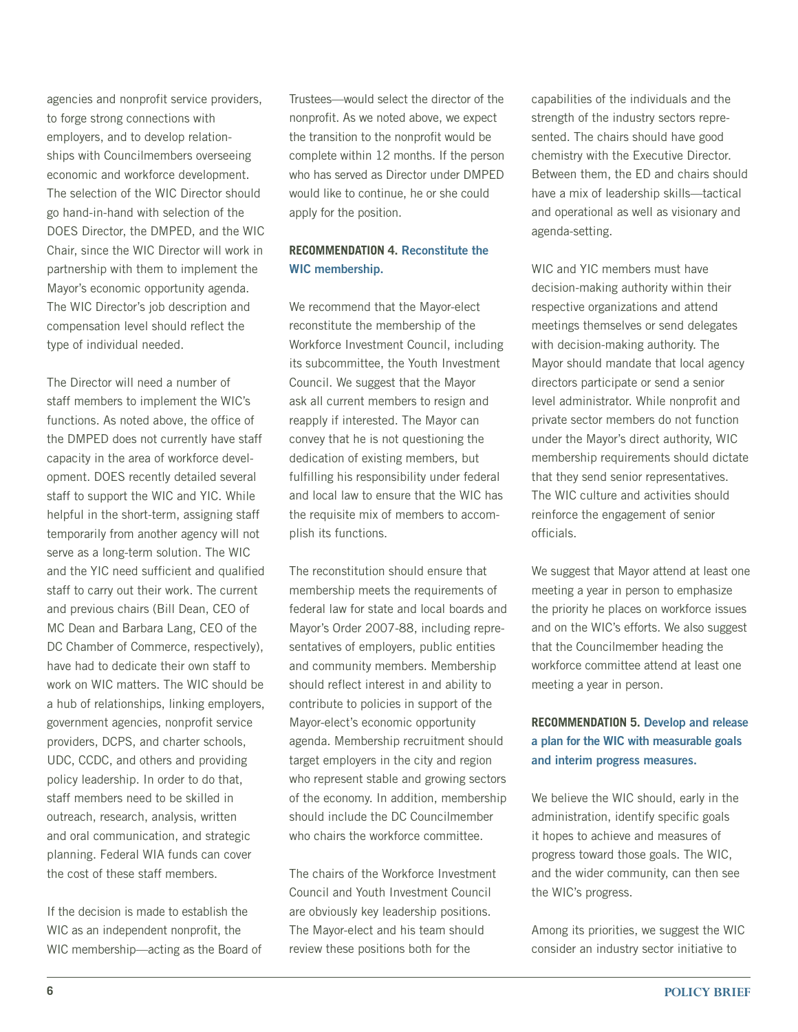agencies and nonprofit service providers, to forge strong connections with employers, and to develop relationships with Councilmembers overseeing economic and workforce development. The selection of the WIC Director should go hand-in-hand with selection of the DOES Director, the DMPED, and the WIC Chair, since the WIC Director will work in partnership with them to implement the Mayor's economic opportunity agenda. The WIC Director's job description and compensation level should reflect the type of individual needed.

The Director will need a number of staff members to implement the WIC's functions. As noted above, the office of the DMPED does not currently have staff capacity in the area of workforce development. DOES recently detailed several staff to support the WIC and YIC. While helpful in the short-term, assigning staff temporarily from another agency will not serve as a long-term solution. The WIC and the YIC need sufficient and qualified staff to carry out their work. The current and previous chairs (Bill Dean, CEO of MC Dean and Barbara Lang, CEO of the DC Chamber of Commerce, respectively), have had to dedicate their own staff to work on WIC matters. The WIC should be a hub of relationships, linking employers, government agencies, nonprofit service providers, DCPS, and charter schools, UDC, CCDC, and others and providing policy leadership. In order to do that, staff members need to be skilled in outreach, research, analysis, written and oral communication, and strategic planning. Federal WIA funds can cover the cost of these staff members.

If the decision is made to establish the WIC as an independent nonprofit, the WIC membership—acting as the Board of Trustees—would select the director of the nonprofit. As we noted above, we expect the transition to the nonprofit would be complete within 12 months. If the person who has served as Director under DMPED would like to continue, he or she could apply for the position.

**RECOMMENDATION 4. Reconstitute the WIC membership.**

We recommend that the Mayor-elect reconstitute the membership of the Workforce Investment Council, including its subcommittee, the Youth Investment Council. We suggest that the Mayor ask all current members to resign and reapply if interested. The Mayor can convey that he is not questioning the dedication of existing members, but fulfilling his responsibility under federal and local law to ensure that the WIC has the requisite mix of members to accomplish its functions.

The reconstitution should ensure that membership meets the requirements of federal law for state and local boards and Mayor's Order 2007-88, including representatives of employers, public entities and community members. Membership should reflect interest in and ability to contribute to policies in support of the Mayor-elect's economic opportunity agenda. Membership recruitment should target employers in the city and region who represent stable and growing sectors of the economy. In addition, membership should include the DC Councilmember who chairs the workforce committee.

The chairs of the Workforce Investment Council and Youth Investment Council are obviously key leadership positions. The Mayor-elect and his team should review these positions both for the capabilities of the individuals and the strength of the industry sectors represented. The chairs should have good chemistry with the Executive Director. Between them, the ED and chairs should have a mix of leadership skills—tactical and operational as well as visionary and agenda-setting.

WIC and YIC members must have decision-making authority within their respective organizations and attend meetings themselves or send delegates with decision-making authority. The Mayor should mandate that local agency directors participate or send a senior level administrator. While nonprofit and private sector members do not function under the Mayor's direct authority, WIC membership requirements should dictate that they send senior representatives. The WIC culture and activities should reinforce the engagement of senior officials.

We suggest that Mayor attend at least one meeting a year in person to emphasize the priority he places on workforce issues and on the WIC's efforts. We also suggest that the Councilmember heading the workforce committee attend at least one meeting a year in person.

**RECOMMENDATION 5. Develop and release a plan for the WIC with measurable goals and interim progress measures.**

We believe the WIC should, early in the administration, identify specific goals it hopes to achieve and measures of progress toward those goals. The WIC, and the wider community, can then see the WIC's progress.

Among its priorities, we suggest the WIC consider an industry sector initiative to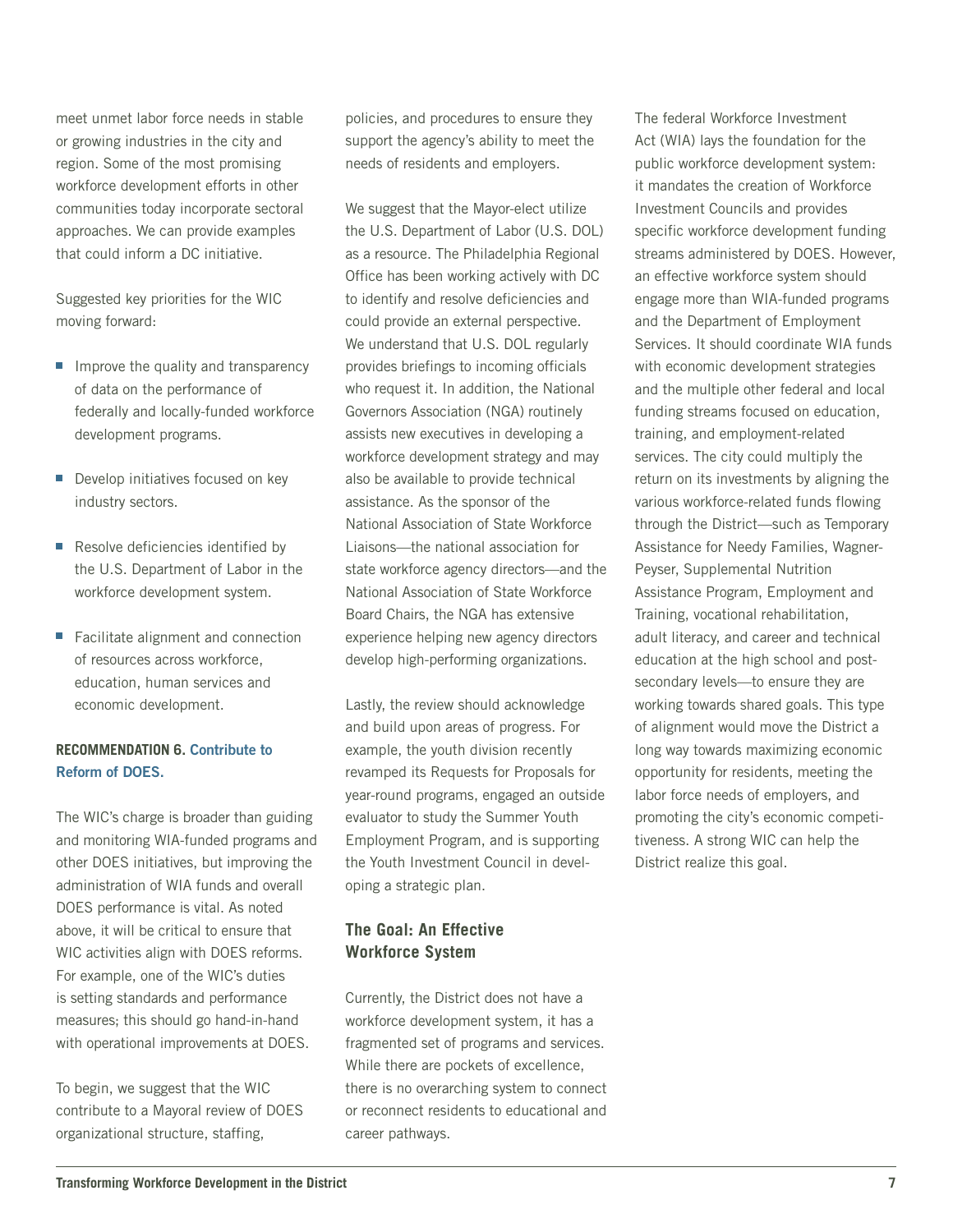meet unmet labor force needs in stable or growing industries in the city and region. Some of the most promising workforce development efforts in other communities today incorporate sectoral approaches. We can provide examples that could inform a DC initiative.

Suggested key priorities for the WIC moving forward:

- Improve the quality and transparency of data on the performance of federally and locally-funded workforce development programs.
- Develop initiatives focused on key industry sectors.
- Resolve deficiencies identified by the U.S. Department of Labor in the workforce development system.
- Facilitate alignment and connection of resources across workforce, education, human services and economic development.

**RECOMMENDATION 6. Contribute to Reform of DOES.**

The WIC's charge is broader than guiding and monitoring WIA-funded programs and other DOES initiatives, but improving the administration of WIA funds and overall DOES performance is vital. As noted above, it will be critical to ensure that WIC activities align with DOES reforms. For example, one of the WIC's duties is setting standards and performance measures; this should go hand-in-hand with operational improvements at DOES.

To begin, we suggest that the WIC contribute to a Mayoral review of DOES organizational structure, staffing, policies, and procedures to ensure they support the agency's ability to meet the needs of residents and employers.

We suggest that the Mayor-elect utilize the U.S. Department of Labor (U.S. DOL) as a resource. The Philadelphia Regional Office has been working actively with DC to identify and resolve deficiencies and could provide an external perspective. We understand that U.S. DOL regularly provides briefings to incoming officials who request it. In addition, the National Governors Association (NGA) routinely assists new executives in developing a workforce development strategy and may also be available to provide technical assistance. As the sponsor of the National Association of State Workforce Liaisons—the national association for state workforce agency directors—and the National Association of State Workforce Board Chairs, the NGA has extensive experience helping new agency directors develop high-performing organizations.

Lastly, the review should acknowledge and build upon areas of progress. For example, the youth division recently revamped its Requests for Proposals for year-round programs, engaged an outside evaluator to study the Summer Youth Employment Program, and is supporting the Youth Investment Council in developing a strategic plan.

## The Goal: An Effective Workforce System

Currently, the District does not have a workforce development system, it has a fragmented set of programs and services. While there are pockets of excellence, there is no overarching system to connect or reconnect residents to educational and career pathways.

The federal Workforce Investment Act (WIA) lays the foundation for the public workforce development system: it mandates the creation of Workforce Investment Councils and provides specific workforce development funding streams administered by DOES. However, an effective workforce system should engage more than WIA-funded programs and the Department of Employment Services. It should coordinate WIA funds with economic development strategies and the multiple other federal and local funding streams focused on education, training, and employment-related services. The city could multiply the return on its investments by aligning the various workforce-related funds flowing through the District—such as Temporary Assistance for Needy Families, Wagner-Peyser, Supplemental Nutrition Assistance Program, Employment and Training, vocational rehabilitation, adult literacy, and career and technical education at the high school and post-secondary levels—to ensure they are working towards shared goals. This type of alignment would move the District a long way towards maximizing economic opportunity for residents, meeting the labor force needs of employers, and promoting the city's economic competitiveness. A strong WIC can help the District realize this goal.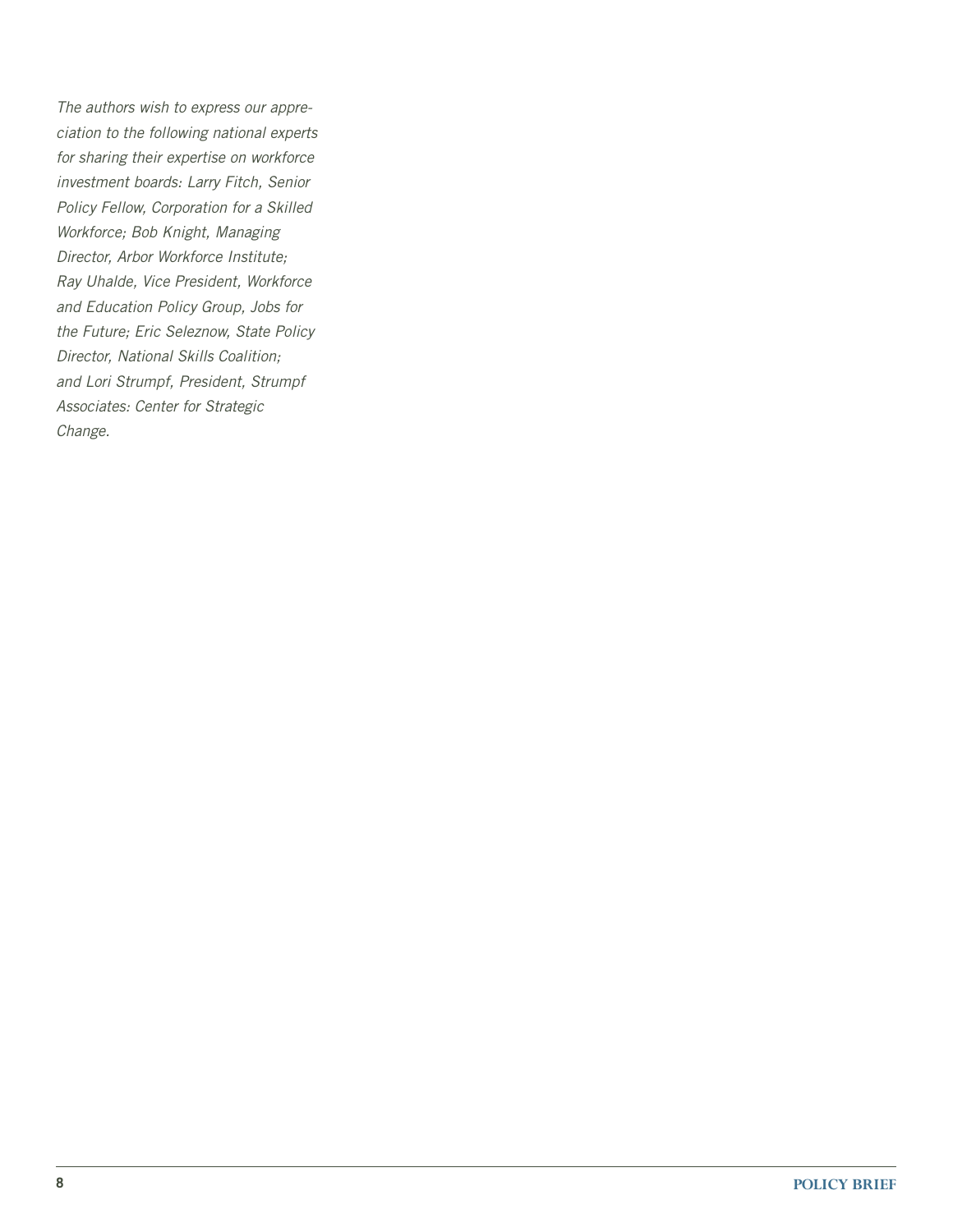*The authors wish to express our appreciation to the following national experts for sharing their expertise on workforce investment boards: Larry Fitch, Senior Policy Fellow, Corporation for a Skilled Workforce; Bob Knight, Managing Director, Arbor Workforce Institute; Ray Uhalde, Vice President, Workforce and Education Policy Group, Jobs for the Future; Eric Seleznow, State Policy Director, National Skills Coalition; and Lori Strumpf, President, Strumpf Associates: Center for Strategic Change.*